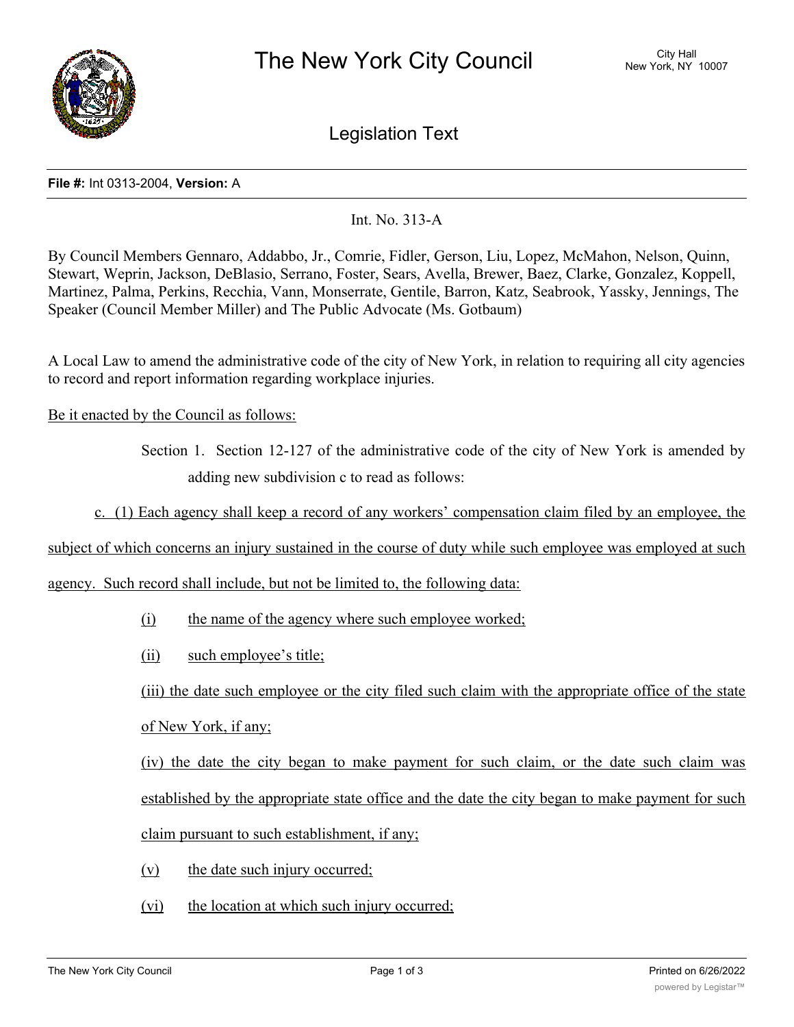# The New York City Council

City Hall
New York, NY 10007

## Legislation Text

**File #:** Int 0313-2004, **Version:** A

Int. No. 313-A

By Council Members Gennaro, Addabbo, Jr., Comrie, Fidler, Gerson, Liu, Lopez, McMahon, Nelson, Quinn, Stewart, Weprin, Jackson, DeBlasio, Serrano, Foster, Sears, Avella, Brewer, Baez, Clarke, Gonzalez, Koppell, Martinez, Palma, Perkins, Recchia, Vann, Monserrate, Gentile, Barron, Katz, Seabrook, Yassky, Jennings, The Speaker (Council Member Miller) and The Public Advocate (Ms. Gotbaum)

A Local Law to amend the administrative code of the city of New York, in relation to requiring all city agencies to record and report information regarding workplace injuries.

Be it enacted by the Council as follows:

Section 1. Section 12-127 of the administrative code of the city of New York is amended by adding new subdivision c to read as follows:

c. (1) Each agency shall keep a record of any workers' compensation claim filed by an employee, the subject of which concerns an injury sustained in the course of duty while such employee was employed at such agency. Such record shall include, but not be limited to, the following data:

(i) the name of the agency where such employee worked;

(ii) such employee's title;

(iii) the date such employee or the city filed such claim with the appropriate office of the state of New York, if any;

(iv) the date the city began to make payment for such claim, or the date such claim was established by the appropriate state office and the date the city began to make payment for such claim pursuant to such establishment, if any;

(v) the date such injury occurred;

(vi) the location at which such injury occurred;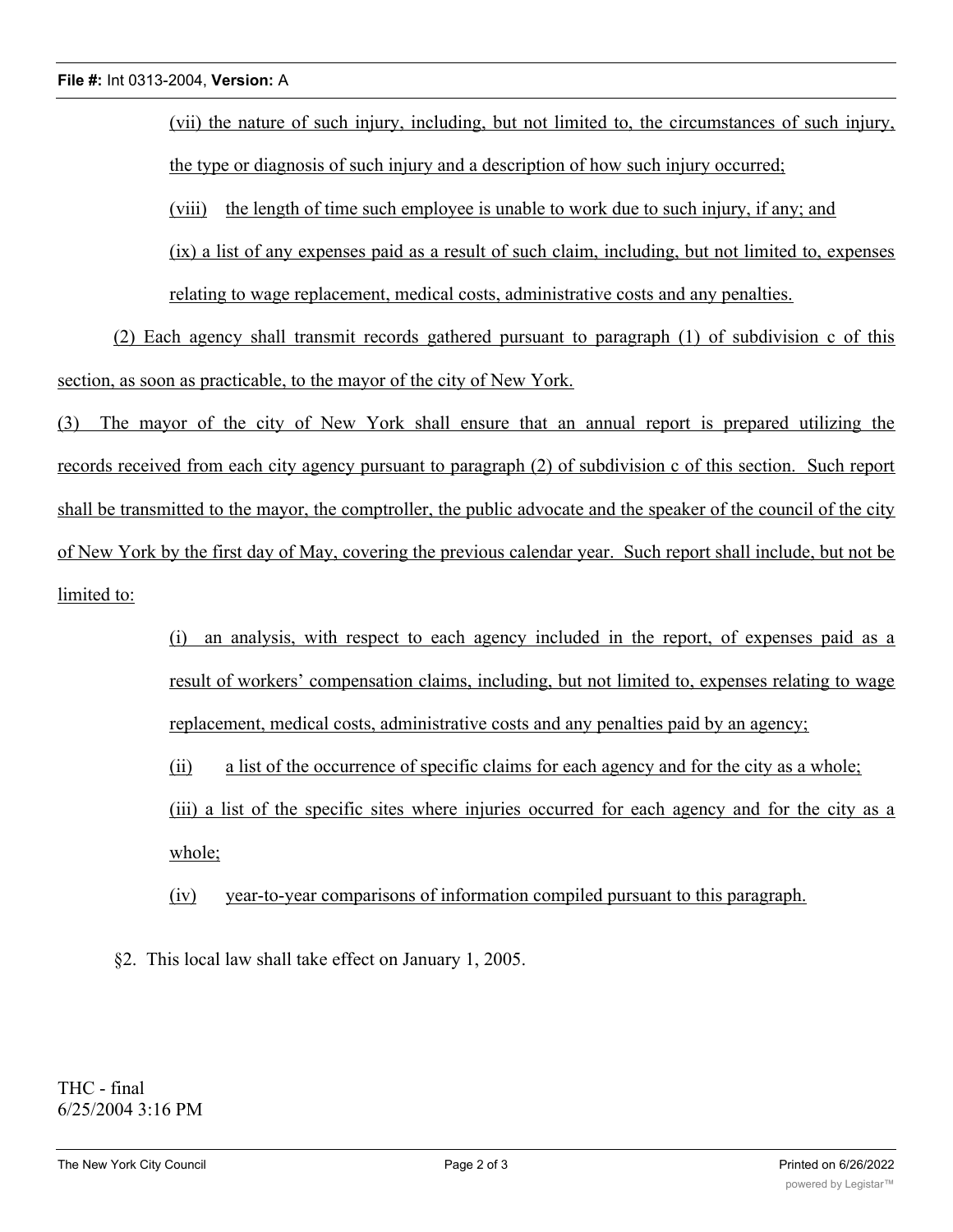(vii) the nature of such injury, including, but not limited to, the circumstances of such injury, the type or diagnosis of such injury and a description of how such injury occurred;

(viii) the length of time such employee is unable to work due to such injury, if any; and

(ix) a list of any expenses paid as a result of such claim, including, but not limited to, expenses relating to wage replacement, medical costs, administrative costs and any penalties.

(2) Each agency shall transmit records gathered pursuant to paragraph (1) of subdivision c of this section, as soon as practicable, to the mayor of the city of New York.

(3) The mayor of the city of New York shall ensure that an annual report is prepared utilizing the records received from each city agency pursuant to paragraph (2) of subdivision c of this section. Such report shall be transmitted to the mayor, the comptroller, the public advocate and the speaker of the council of the city of New York by the first day of May, covering the previous calendar year. Such report shall include, but not be limited to:

(i) an analysis, with respect to each agency included in the report, of expenses paid as a result of workers' compensation claims, including, but not limited to, expenses relating to wage replacement, medical costs, administrative costs and any penalties paid by an agency;

(ii) a list of the occurrence of specific claims for each agency and for the city as a whole;

(iii) a list of the specific sites where injuries occurred for each agency and for the city as a whole;

(iv) year-to-year comparisons of information compiled pursuant to this paragraph.

§2. This local law shall take effect on January 1, 2005.

THC - final
6/25/2004 3:16 PM